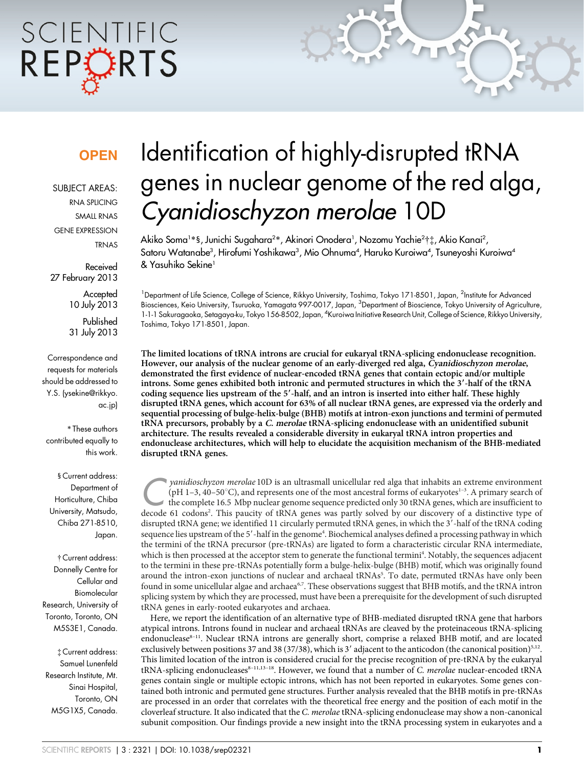OPEN

SUBJECT AREAS:
RNA SPLICING
SMALL RNAS
GENE EXPRESSION
TRNAS

Received
27 February 2013

Accepted
10 July 2013

Published
31 July 2013

Correspondence and requests for materials should be addressed to Y.S. (ysekine@rikkyo.ac.jp)

* These authors contributed equally to this work.

§ Current address: Department of Horticulture, Chiba University, Matsudo, Chiba 271-8510, Japan.

† Current address: Donnelly Centre for Cellular and Biomolecular Research, University of Toronto, Toronto, ON M5S3E1, Canada.

‡ Current address: Samuel Lunenfeld Research Institute, Mt. Sinai Hospital, Toronto, ON M5G1X5, Canada.

# Identification of highly-disrupted tRNA genes in nuclear genome of the red alga, *Cyanidioschyzon merolae* 10D

Akiko Soma[1]*§, Junichi Sugahara[2]*, Akinori Onodera[1], Nozomu Yachie[2]†‡, Akio Kanai[2], Satoru Watanabe[3], Hirofumi Yoshikawa[3], Mio Ohnuma[4], Haruko Kuroiwa[4], Tsuneyoshi Kuroiwa[4] & Yasuhiko Sekine[1]

[1]Department of Life Science, College of Science, Rikkyo University, Toshima, Tokyo 171-8501, Japan, [2]Institute for Advanced Biosciences, Keio University, Tsuruoka, Yamagata 997-0017, Japan, [3]Department of Bioscience, Tokyo University of Agriculture, 1-1-1 Sakuragaoka, Setagaya-ku, Tokyo 156-8502, Japan, [4]Kuroiwa Initiative Research Unit, College of Science, Rikkyo University, Toshima, Tokyo 171-8501, Japan.

**The limited locations of tRNA introns are crucial for eukaryal tRNA-splicing endonuclease recognition. However, our analysis of the nuclear genome of an early-diverged red alga, *Cyanidioschyzon merolae*, demonstrated the first evidence of nuclear-encoded tRNA genes that contain ectopic and/or multiple introns. Some genes exhibited both intronic and permuted structures in which the 3′-half of the tRNA coding sequence lies upstream of the 5′-half, and an intron is inserted into either half. These highly disrupted tRNA genes, which account for 63% of all nuclear tRNA genes, are expressed via the orderly and sequential processing of bulge-helix-bulge (BHB) motifs at intron-exon junctions and termini of permuted tRNA precursors, probably by a *C. merolae* tRNA-splicing endonuclease with an unidentified subunit architecture. The results revealed a considerable diversity in eukaryal tRNA intron properties and endonuclease architectures, which will help to elucidate the acquisition mechanism of the BHB-mediated disrupted tRNA genes.**

*Cyanidioschyzon merolae* 10D is an ultrasmall unicellular red alga that inhabits an extreme environment (pH 1–3, 40–50°C), and represents one of the most ancestral forms of eukaryotes[1–3]. A primary search of the complete 16.5 Mbp nuclear genome sequence predicted only 30 tRNA genes, which are insufficient to decode 61 codons[2]. This paucity of tRNA genes was partly solved by our discovery of a distinctive type of disrupted tRNA gene; we identified 11 circularly permuted tRNA genes, in which the 3′-half of the tRNA coding sequence lies upstream of the 5′-half in the genome[4]. Biochemical analyses defined a processing pathway in which the termini of the tRNA precursor (pre-tRNAs) are ligated to form a characteristic circular RNA intermediate, which is then processed at the acceptor stem to generate the functional termini[4]. Notably, the sequences adjacent to the termini in these pre-tRNAs potentially form a bulge-helix-bulge (BHB) motif, which was originally found around the intron-exon junctions of nuclear and archaeal tRNAs[5]. To date, permuted tRNAs have only been found in some unicellular algae and archaea[6,7]. These observations suggest that BHB motifs, and the tRNA intron splicing system by which they are processed, must have been a prerequisite for the development of such disrupted tRNA genes in early-rooted eukaryotes and archaea.

Here, we report the identification of an alternative type of BHB-mediated disrupted tRNA gene that harbors atypical introns. Introns found in nuclear and archaeal tRNAs are cleaved by the proteinaceous tRNA-splicing endonuclease[8–11]. Nuclear tRNA introns are generally short, comprise a relaxed BHB motif, and are located exclusively between positions 37 and 38 (37/38), which is 3′ adjacent to the anticodon (the canonical position)[5,12]. This limited location of the intron is considered crucial for the precise recognition of pre-tRNA by the eukaryal tRNA-splicing endonucleases[8–11,13–18]. However, we found that a number of *C. merolae* nuclear-encoded tRNA genes contain single or multiple ectopic introns, which has not been reported in eukaryotes. Some genes contained both intronic and permuted gene structures. Further analysis revealed that the BHB motifs in pre-tRNAs are processed in an order that correlates with the theoretical free energy and the position of each motif in the cloverleaf structure. It also indicated that the *C. merolae* tRNA-splicing endonuclease may show a non-canonical subunit composition. Our findings provide a new insight into the tRNA processing system in eukaryotes and a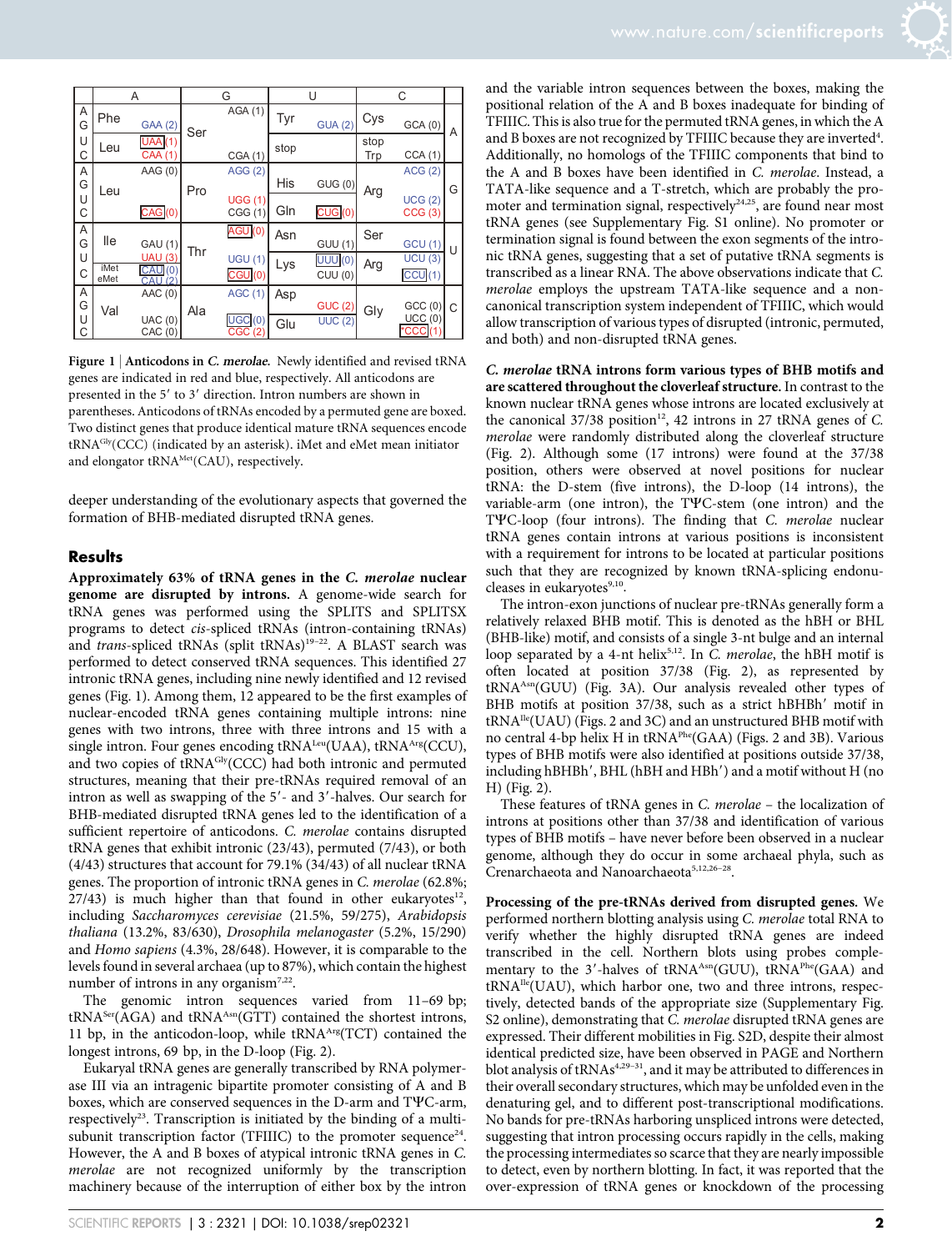| | A | | G | | U | | C | | |
|---|---|---|---|---|---|---|---|---|---|
| A | Phe | | Ser | AGA (1) | Tyr | | Cys | | A |
| G | | GAA (2) | | | | GUA (2) | | GCA (0) | |
| U | Leu | UAA (1) | | | stop | | stop | | |
| C | | CAA (1) | | CGA (1) | | | Trp | CCA (1) | |
| A | Leu | AAG (0) | Pro | AGG (2) | His | | Arg | ACG (2) | G |
| G | | | | | | GUG (0) | | | |
| U | | | | UGG (1) | Gln | | | UCG (2) | |
| C | | CAG (0) | | CGG (1) | | CUG (0) | | CCG (3) | |
| A | Ile | | Thr | AGU (0) | Asn | | Ser | | U |
| G | | GAU (1) | | | | GUU (1) | | GCU (1) | |
| U | | UAU (3) | | UGU (1) | Lys | UUU (0) | Arg | UCU (3) | |
| C | iMet | CAU (0) | | CGU (0) | | CUU (0) | | CCU (1) | |
| | eMet | CAU (2) | | | | | | | |
| A | Val | AAC (0) | Ala | AGC (1) | Asp | | Gly | | C |
| G | | | | | | GUC (2) | | GCC (0) | |
| U | | UAC (0) | | UGC (0) | Glu | UUC (2) | | UCC (0) | |
| C | | CAC (0) | | CGC (2) | | | | *CCC (1) | |

**Figure 1 | Anticodons in *C. merolae*.** Newly identified and revised tRNA genes are indicated in red and blue, respectively. All anticodons are presented in the 5′ to 3′ direction. Intron numbers are shown in parentheses. Anticodons of tRNAs encoded by a permuted gene are boxed. Two distinct genes that produce identical mature tRNA sequences encode tRNA$^{Gly}$(CCC) (indicated by an asterisk). iMet and eMet mean initiator and elongator tRNA$^{Met}$(CAU), respectively.

deeper understanding of the evolutionary aspects that governed the formation of BHB-mediated disrupted tRNA genes.

## Results

**Approximately 63% of tRNA genes in the *C. merolae* nuclear genome are disrupted by introns.** A genome-wide search for tRNA genes was performed using the SPLITS and SPLITSX programs to detect *cis*-spliced tRNAs (intron-containing tRNAs) and *trans*-spliced tRNAs (split tRNAs)[19–22]. A BLAST search was performed to detect conserved tRNA sequences. This identified 27 intronic tRNA genes, including nine newly identified and 12 revised genes (Fig. 1). Among them, 12 appeared to be the first examples of nuclear-encoded tRNA genes containing multiple introns: nine genes with two introns, three with three introns and 15 with a single intron. Four genes encoding tRNA$^{Leu}$(UAA), tRNA$^{Arg}$(CCU), and two copies of tRNA$^{Gly}$(CCC) had both intronic and permuted structures, meaning that their pre-tRNAs required removal of an intron as well as swapping of the 5′- and 3′-halves. Our search for BHB-mediated disrupted tRNA genes led to the identification of a sufficient repertoire of anticodons. *C. merolae* contains disrupted tRNA genes that exhibit intronic (23/43), permuted (7/43), or both (4/43) structures that account for 79.1% (34/43) of all nuclear tRNA genes. The proportion of intronic tRNA genes in *C. merolae* (62.8%; 27/43) is much higher than that found in other eukaryotes[12], including *Saccharomyces cerevisiae* (21.5%, 59/275), *Arabidopsis thaliana* (13.2%, 83/630), *Drosophila melanogaster* (5.2%, 15/290) and *Homo sapiens* (4.3%, 28/648). However, it is comparable to the levels found in several archaea (up to 87%), which contain the highest number of introns in any organism[7,22].

The genomic intron sequences varied from 11–69 bp; tRNA$^{Ser}$(AGA) and tRNA$^{Asn}$(GTT) contained the shortest introns, 11 bp, in the anticodon-loop, while tRNA$^{Arg}$(TCT) contained the longest introns, 69 bp, in the D-loop (Fig. 2).

Eukaryal tRNA genes are generally transcribed by RNA polymerase III via an intragenic bipartite promoter consisting of A and B boxes, which are conserved sequences in the D-arm and TΨC-arm, respectively[23]. Transcription is initiated by the binding of a multi-subunit transcription factor (TFIIIC) to the promoter sequence[24]. However, the A and B boxes of atypical intronic tRNA genes in *C. merolae* are not recognized uniformly by the transcription machinery because of the interruption of either box by the intron and the variable intron sequences between the boxes, making the positional relation of the A and B boxes inadequate for binding of TFIIIC. This is also true for the permuted tRNA genes, in which the A and B boxes are not recognized by TFIIIC because they are inverted[4]. Additionally, no homologs of the TFIIIC components that bind to the A and B boxes have been identified in *C. merolae*. Instead, a TATA-like sequence and a T-stretch, which are probably the promoter and termination signal, respectively[24,25], are found near most tRNA genes (see Supplementary Fig. S1 online). No promoter or termination signal is found between the exon segments of the intronic tRNA genes, suggesting that a set of putative tRNA segments is transcribed as a linear RNA. The above observations indicate that *C. merolae* employs the upstream TATA-like sequence and a non-canonical transcription system independent of TFIIIC, which would allow transcription of various types of disrupted (intronic, permuted, and both) and non-disrupted tRNA genes.

***C. merolae* tRNA introns form various types of BHB motifs and are scattered throughout the cloverleaf structure.** In contrast to the known nuclear tRNA genes whose introns are located exclusively at the canonical 37/38 position[12], 42 introns in 27 tRNA genes of *C. merolae* were randomly distributed along the cloverleaf structure (Fig. 2). Although some (17 introns) were found at the 37/38 position, others were observed at novel positions for nuclear tRNA: the D-stem (five introns), the D-loop (14 introns), the variable-arm (one intron), the TΨC-stem (one intron) and the TΨC-loop (four introns). The finding that *C. merolae* nuclear tRNA genes contain introns at various positions is inconsistent with a requirement for introns to be located at particular positions such that they are recognized by known tRNA-splicing endonucleases in eukaryotes[9,10].

The intron-exon junctions of nuclear pre-tRNAs generally form a relatively relaxed BHB motif. This is denoted as the hBH or BHL (BHB-like) motif, and consists of a single 3-nt bulge and an internal loop separated by a 4-nt helix[5,12]. In *C. merolae*, the hBH motif is often located at position 37/38 (Fig. 2), as represented by tRNA$^{Asn}$(GUU) (Fig. 3A). Our analysis revealed other types of BHB motifs at position 37/38, such as a strict hBHBh′ motif in tRNA$^{Ile}$(UAU) (Figs. 2 and 3C) and an unstructured BHB motif with no central 4-bp helix H in tRNA$^{Phe}$(GAA) (Figs. 2 and 3B). Various types of BHB motifs were also identified at positions outside 37/38, including hBHBh′, BHL (hBH and HBh′) and a motif without H (no H) (Fig. 2).

These features of tRNA genes in *C. merolae* – the localization of introns at positions other than 37/38 and identification of various types of BHB motifs – have never before been observed in a nuclear genome, although they do occur in some archaeal phyla, such as Crenarchaeota and Nanoarchaeota[5,12,26–28].

**Processing of the pre-tRNAs derived from disrupted genes.** We performed northern blotting analysis using *C. merolae* total RNA to verify whether the highly disrupted tRNA genes are indeed transcribed in the cell. Northern blots using probes complementary to the 3′-halves of tRNA$^{Asn}$(GUU), tRNA$^{Phe}$(GAA) and tRNA$^{Ile}$(UAU), which harbor one, two and three introns, respectively, detected bands of the appropriate size (Supplementary Fig. S2 online), demonstrating that *C. merolae* disrupted tRNA genes are expressed. Their different mobilities in Fig. S2D, despite their almost identical predicted size, have been observed in PAGE and Northern blot analysis of tRNAs[4,29–31], and it may be attributed to differences in their overall secondary structures, which may be unfolded even in the denaturing gel, and to different post-transcriptional modifications. No bands for pre-tRNAs harboring unspliced introns were detected, suggesting that intron processing occurs rapidly in the cells, making the processing intermediates so scarce that they are nearly impossible to detect, even by northern blotting. In fact, it was reported that the over-expression of tRNA genes or knockdown of the processing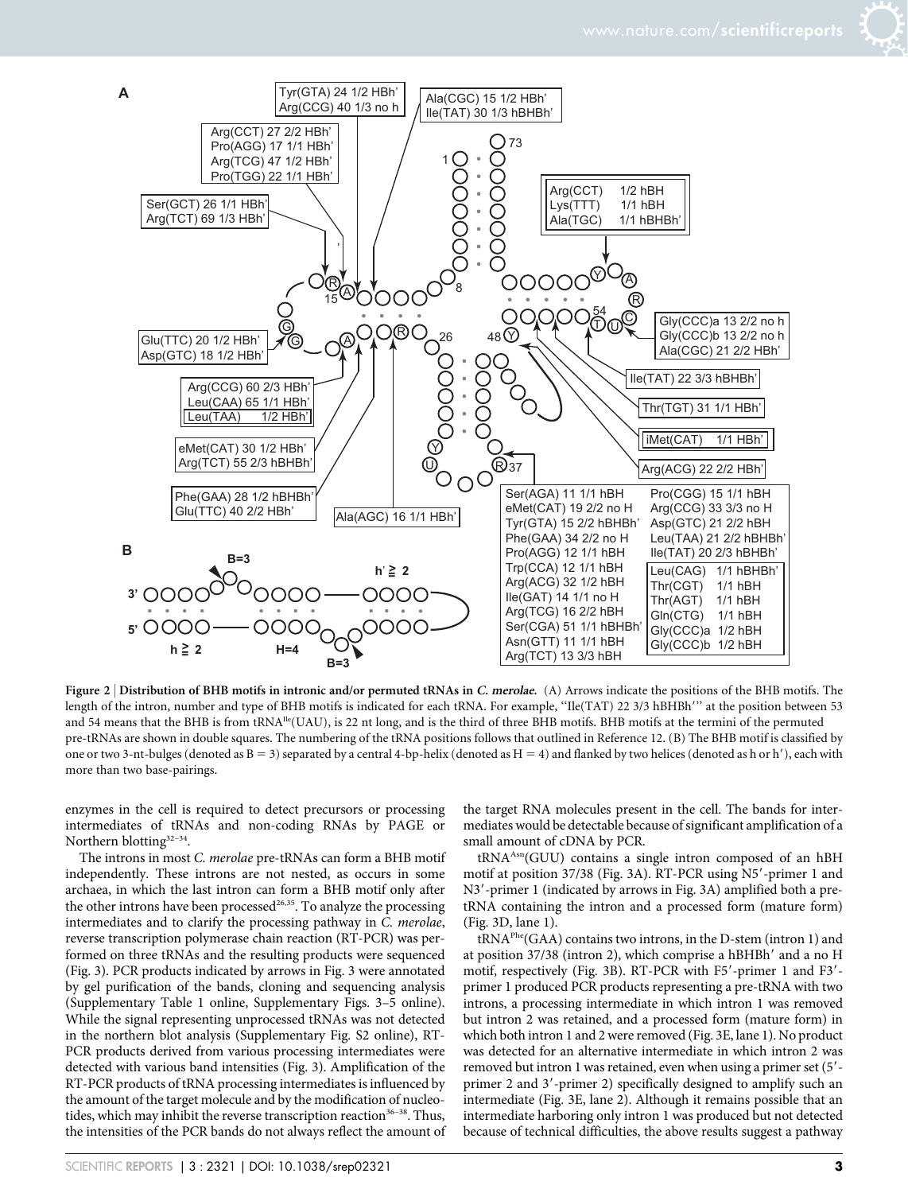**Figure 2 | Distribution of BHB motifs in intronic and/or permuted tRNAs in *C. merolae*.** (A) Arrows indicate the positions of the BHB motifs. The length of the intron, number and type of BHB motifs is indicated for each tRNA. For example, ''Ile(TAT) 22 3/3 hBHBh′'' at the position between 53 and 54 means that the BHB is from tRNA[Ile](UAU), is 22 nt long, and is the third of three BHB motifs. BHB motifs at the termini of the permuted pre-tRNAs are shown in double squares. The numbering of the tRNA positions follows that outlined in Reference 12. (B) The BHB motif is classified by one or two 3-nt-bulges (denoted as B = 3) separated by a central 4-bp-helix (denoted as H = 4) and flanked by two helices (denoted as h or h′), each with more than two base-pairings.

enzymes in the cell is required to detect precursors or processing intermediates of tRNAs and non-coding RNAs by PAGE or Northern blotting[32–34].

The introns in most *C. merolae* pre-tRNAs can form a BHB motif independently. These introns are not nested, as occurs in some archaea, in which the last intron can form a BHB motif only after the other introns have been processed[26,35]. To analyze the processing intermediates and to clarify the processing pathway in *C. merolae*, reverse transcription polymerase chain reaction (RT-PCR) was performed on three tRNAs and the resulting products were sequenced (Fig. 3). PCR products indicated by arrows in Fig. 3 were annotated by gel purification of the bands, cloning and sequencing analysis (Supplementary Table 1 online, Supplementary Figs. 3–5 online). While the signal representing unprocessed tRNAs was not detected in the northern blot analysis (Supplementary Fig. S2 online), RT-PCR products derived from various processing intermediates were detected with various band intensities (Fig. 3). Amplification of the RT-PCR products of tRNA processing intermediates is influenced by the amount of the target molecule and by the modification of nucleotides, which may inhibit the reverse transcription reaction[36–38]. Thus, the intensities of the PCR bands do not always reflect the amount of the target RNA molecules present in the cell. The bands for intermediates would be detectable because of significant amplification of a small amount of cDNA by PCR.

tRNA[Asn](GUU) contains a single intron composed of an hBH motif at position 37/38 (Fig. 3A). RT-PCR using N5′-primer 1 and N3′-primer 1 (indicated by arrows in Fig. 3A) amplified both a pre-tRNA containing the intron and a processed form (mature form) (Fig. 3D, lane 1).

tRNA[Phe](GAA) contains two introns, in the D-stem (intron 1) and at position 37/38 (intron 2), which comprise a hBHBh′ and a no H motif, respectively (Fig. 3B). RT-PCR with F5′-primer 1 and F3′-primer 1 produced PCR products representing a pre-tRNA with two introns, a processing intermediate in which intron 1 was removed but intron 2 was retained, and a processed form (mature form) in which both intron 1 and 2 were removed (Fig. 3E, lane 1). No product was detected for an alternative intermediate in which intron 2 was removed but intron 1 was retained, even when using a primer set (5′-primer 2 and 3′-primer 2) specifically designed to amplify such an intermediate (Fig. 3E, lane 2). Although it remains possible that an intermediate harboring only intron 1 was produced but not detected because of technical difficulties, the above results suggest a pathway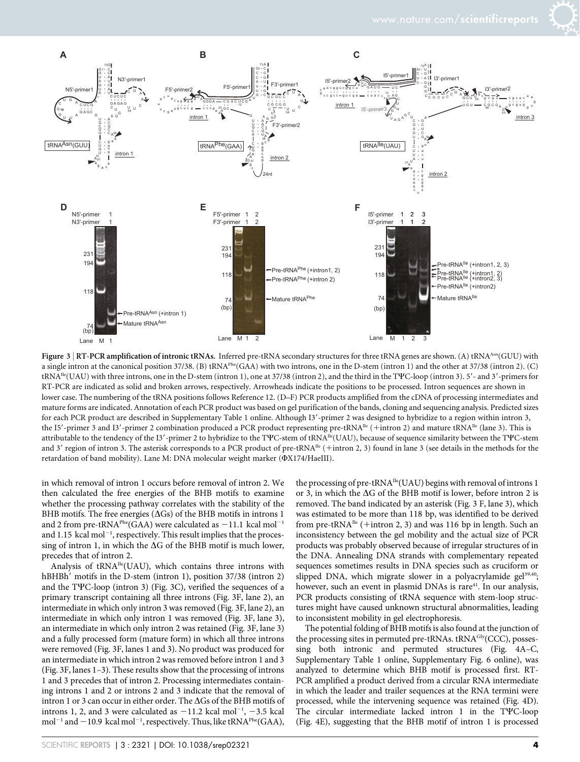**Figure 3 | RT-PCR amplification of intronic tRNAs.** Inferred pre-tRNA secondary structures for three tRNA genes are shown. (A) tRNA[Asn](GUU) with a single intron at the canonical position 37/38. (B) tRNA[Phe](GAA) with two introns, one in the D-stem (intron 1) and the other at 37/38 (intron 2). (C) tRNA[Ile](UAU) with three introns, one in the D-stem (intron 1), one at 37/38 (intron 2), and the third in the TΨC-loop (intron 3). 5′- and 3′-primers for RT-PCR are indicated as solid and broken arrows, respectively. Arrowheads indicate the positions to be processed. Intron sequences are shown in lower case. The numbering of the tRNA positions follows Reference 12. (D–F) PCR products amplified from the cDNA of processing intermediates and mature forms are indicated. Annotation of each PCR product was based on gel purification of the bands, cloning and sequencing analysis. Predicted sizes for each PCR product are described in Supplementary Table 1 online. Although I3′-primer 2 was designed to hybridize to a region within intron 3, the I5′-primer 3 and I3′-primer 2 combination produced a PCR product representing pre-tRNA[Ile] (+intron 2) and mature tRNA[Ile] (lane 3). This is attributable to the tendency of the I3′-primer 2 to hybridize to the TΨC-stem of tRNA[Ile](UAU), because of sequence similarity between the TΨC-stem and 3′ region of intron 3. The asterisk corresponds to a PCR product of pre-tRNA[Ile] (+intron 2, 3) found in lane 3 (see details in the methods for the retardation of band mobility). Lane M: DNA molecular weight marker (ΦX174/HaeIII).

in which removal of intron 1 occurs before removal of intron 2. We then calculated the free energies of the BHB motifs to examine whether the processing pathway correlates with the stability of the BHB motifs. The free energies (ΔGs) of the BHB motifs in introns 1 and 2 from pre-tRNA[Phe](GAA) were calculated as −11.1 kcal mol$^{-1}$ and 1.15 kcal mol$^{-1}$, respectively. This result implies that the processing of intron 1, in which the ΔG of the BHB motif is much lower, precedes that of intron 2.

Analysis of tRNA[Ile](UAU), which contains three introns with hBHBh′ motifs in the D-stem (intron 1), position 37/38 (intron 2) and the TΨC-loop (intron 3) (Fig. 3C), verified the sequences of a primary transcript containing all three introns (Fig. 3F, lane 2), an intermediate in which only intron 3 was removed (Fig. 3F, lane 2), an intermediate in which only intron 1 was removed (Fig. 3F, lane 3), an intermediate in which only intron 2 was retained (Fig. 3F, lane 3) and a fully processed form (mature form) in which all three introns were removed (Fig. 3F, lanes 1 and 3). No product was produced for an intermediate in which intron 2 was removed before intron 1 and 3 (Fig. 3F, lanes 1–3). These results show that the processing of introns 1 and 3 precedes that of intron 2. Processing intermediates containing introns 1 and 2 or introns 2 and 3 indicate that the removal of intron 1 or 3 can occur in either order. The ΔGs of the BHB motifs of introns 1, 2, and 3 were calculated as −11.2 kcal mol$^{-1}$, −3.5 kcal mol$^{-1}$ and −10.9 kcal mol$^{-1}$, respectively. Thus, like tRNA[Phe](GAA), the processing of pre-tRNA[Ile](UAU) begins with removal of introns 1 or 3, in which the ΔG of the BHB motif is lower, before intron 2 is removed. The band indicated by an asterisk (Fig. 3 F, lane 3), which was estimated to be more than 118 bp, was identified to be derived from pre-tRNA[Ile] (+intron 2, 3) and was 116 bp in length. Such an inconsistency between the gel mobility and the actual size of PCR products was probably observed because of irregular structures of in the DNA. Annealing DNA strands with complementary repeated sequences sometimes results in DNA species such as cruciform or slipped DNA, which migrate slower in a polyacrylamide gel[39,40]; however, such an event in plasmid DNAs is rare[41]. In our analysis, PCR products consisting of tRNA sequence with stem-loop structures might have caused unknown structural abnormalities, leading to inconsistent mobility in gel electrophoresis.

The potential folding of BHB motifs is also found at the junction of the processing sites in permuted pre-tRNAs. tRNA[Gly](CCC), possessing both intronic and permuted structures (Fig. 4A–C, Supplementary Table 1 online, Supplementary Fig. 6 online), was analyzed to determine which BHB motif is processed first. RT-PCR amplified a product derived from a circular RNA intermediate in which the leader and trailer sequences at the RNA termini were processed, while the intervening sequence was retained (Fig. 4D). The circular intermediate lacked intron 1 in the TΨC-loop (Fig. 4E), suggesting that the BHB motif of intron 1 is processed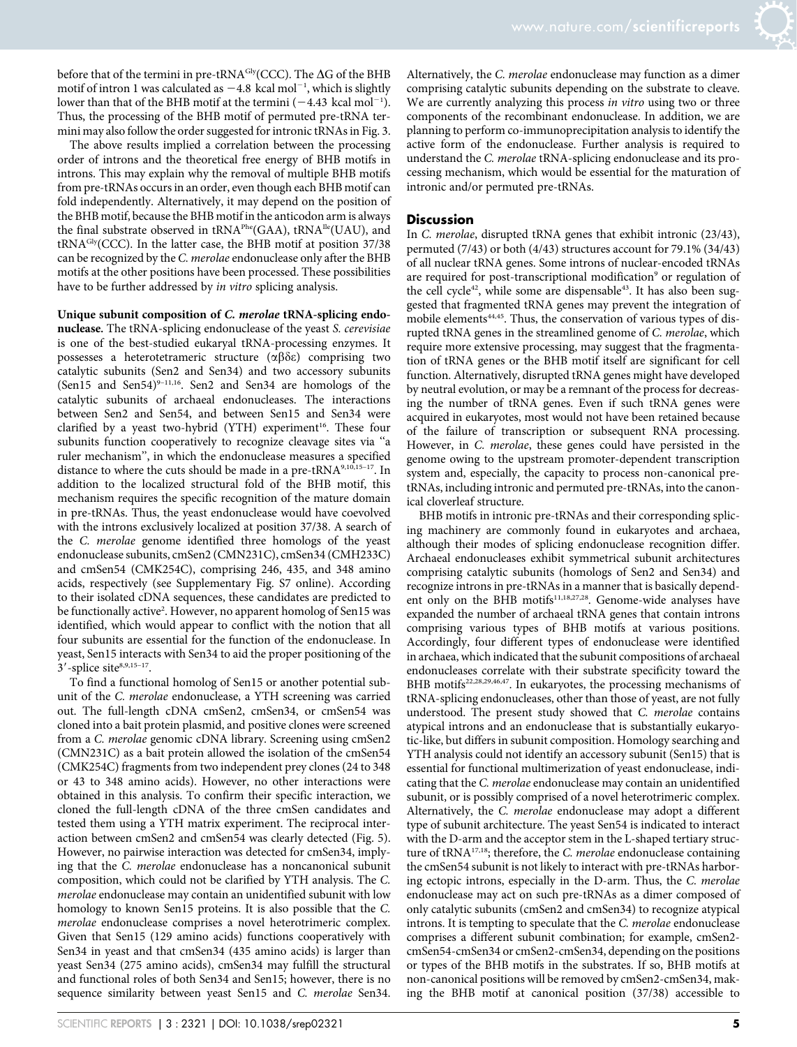before that of the termini in pre-tRNA$^{Gly}$(CCC). The ΔG of the BHB motif of intron 1 was calculated as −4.8 kcal mol$^{-1}$, which is slightly lower than that of the BHB motif at the termini (−4.43 kcal mol$^{-1}$). Thus, the processing of the BHB motif of permuted pre-tRNA termini may also follow the order suggested for intronic tRNAs in Fig. 3.

The above results implied a correlation between the processing order of introns and the theoretical free energy of BHB motifs in introns. This may explain why the removal of multiple BHB motifs from pre-tRNAs occurs in an order, even though each BHB motif can fold independently. Alternatively, it may depend on the position of the BHB motif, because the BHB motif in the anticodon arm is always the final substrate observed in tRNA$^{Phe}$(GAA), tRNA$^{Ile}$(UAU), and tRNA$^{Gly}$(CCC). In the latter case, the BHB motif at position 37/38 can be recognized by the *C. merolae* endonuclease only after the BHB motifs at the other positions have been processed. These possibilities have to be further addressed by *in vitro* splicing analysis.

**Unique subunit composition of *C. merolae* tRNA-splicing endonuclease.** The tRNA-splicing endonuclease of the yeast *S. cerevisiae* is one of the best-studied eukaryal tRNA-processing enzymes. It possesses a heterotetrameric structure (αβδε) comprising two catalytic subunits (Sen2 and Sen34) and two accessory subunits (Sen15 and Sen54)[9–11,16]. Sen2 and Sen34 are homologs of the catalytic subunits of archaeal endonucleases. The interactions between Sen2 and Sen54, and between Sen15 and Sen34 were clarified by a yeast two-hybrid (YTH) experiment[16]. These four subunits function cooperatively to recognize cleavage sites via "a ruler mechanism", in which the endonuclease measures a specified distance to where the cuts should be made in a pre-tRNA[9,10,15–17]. In addition to the localized structural fold of the BHB motif, this mechanism requires the specific recognition of the mature domain in pre-tRNAs. Thus, the yeast endonuclease would have coevolved with the introns exclusively localized at position 37/38. A search of the *C. merolae* genome identified three homologs of the yeast endonuclease subunits, cmSen2 (CMN231C), cmSen34 (CMH233C) and cmSen54 (CMK254C), comprising 246, 435, and 348 amino acids, respectively (see Supplementary Fig. S7 online). According to their isolated cDNA sequences, these candidates are predicted to be functionally active[2]. However, no apparent homolog of Sen15 was identified, which would appear to conflict with the notion that all four subunits are essential for the function of the endonuclease. In yeast, Sen15 interacts with Sen34 to aid the proper positioning of the 3′-splice site[8,9,15–17].

To find a functional homolog of Sen15 or another potential subunit of the *C. merolae* endonuclease, a YTH screening was carried out. The full-length cDNA cmSen2, cmSen34, or cmSen54 was cloned into a bait protein plasmid, and positive clones were screened from a *C. merolae* genomic cDNA library. Screening using cmSen2 (CMN231C) as a bait protein allowed the isolation of the cmSen54 (CMK254C) fragments from two independent prey clones (24 to 348 or 43 to 348 amino acids). However, no other interactions were obtained in this analysis. To confirm their specific interaction, we cloned the full-length cDNA of the three cmSen candidates and tested them using a YTH matrix experiment. The reciprocal interaction between cmSen2 and cmSen54 was clearly detected (Fig. 5). However, no pairwise interaction was detected for cmSen34, implying that the *C. merolae* endonuclease has a noncanonical subunit composition, which could not be clarified by YTH analysis. The *C. merolae* endonuclease may contain an unidentified subunit with low homology to known Sen15 proteins. It is also possible that the *C. merolae* endonuclease comprises a novel heterotrimeric complex. Given that Sen15 (129 amino acids) functions cooperatively with Sen34 in yeast and that cmSen34 (435 amino acids) is larger than yeast Sen34 (275 amino acids), cmSen34 may fulfill the structural and functional roles of both Sen34 and Sen15; however, there is no sequence similarity between yeast Sen15 and *C. merolae* Sen34. Alternatively, the *C. merolae* endonuclease may function as a dimer comprising catalytic subunits depending on the substrate to cleave. We are currently analyzing this process *in vitro* using two or three components of the recombinant endonuclease. In addition, we are planning to perform co-immunoprecipitation analysis to identify the active form of the endonuclease. Further analysis is required to understand the *C. merolae* tRNA-splicing endonuclease and its processing mechanism, which would be essential for the maturation of intronic and/or permuted pre-tRNAs.

## Discussion

In *C. merolae*, disrupted tRNA genes that exhibit intronic (23/43), permuted (7/43) or both (4/43) structures account for 79.1% (34/43) of all nuclear tRNA genes. Some introns of nuclear-encoded tRNAs are required for post-transcriptional modification[9] or regulation of the cell cycle[42], while some are dispensable[43]. It has also been suggested that fragmented tRNA genes may prevent the integration of mobile elements[44,45]. Thus, the conservation of various types of disrupted tRNA genes in the streamlined genome of *C. merolae*, which require more extensive processing, may suggest that the fragmentation of tRNA genes or the BHB motif itself are significant for cell function. Alternatively, disrupted tRNA genes might have developed by neutral evolution, or may be a remnant of the process for decreasing the number of tRNA genes. Even if such tRNA genes were acquired in eukaryotes, most would not have been retained because of the failure of transcription or subsequent RNA processing. However, in *C. merolae*, these genes could have persisted in the genome owing to the upstream promoter-dependent transcription system and, especially, the capacity to process non-canonical pre-tRNAs, including intronic and permuted pre-tRNAs, into the canonical cloverleaf structure.

BHB motifs in intronic pre-tRNAs and their corresponding splicing machinery are commonly found in eukaryotes and archaea, although their modes of splicing endonuclease recognition differ. Archaeal endonucleases exhibit symmetrical subunit architectures comprising catalytic subunits (homologs of Sen2 and Sen34) and recognize introns in pre-tRNAs in a manner that is basically dependent only on the BHB motifs[11,18,27,28]. Genome-wide analyses have expanded the number of archaeal tRNA genes that contain introns comprising various types of BHB motifs at various positions. Accordingly, four different types of endonuclease were identified in archaea, which indicated that the subunit compositions of archaeal endonucleases correlate with their substrate specificity toward the BHB motifs[22,28,29,46,47]. In eukaryotes, the processing mechanisms of tRNA-splicing endonucleases, other than those of yeast, are not fully understood. The present study showed that *C. merolae* contains atypical introns and an endonuclease that is substantially eukaryotic-like, but differs in subunit composition. Homology searching and YTH analysis could not identify an accessory subunit (Sen15) that is essential for functional multimerization of yeast endonuclease, indicating that the *C. merolae* endonuclease may contain an unidentified subunit, or is possibly comprised of a novel heterotrimeric complex. Alternatively, the *C. merolae* endonuclease may adopt a different type of subunit architecture. The yeast Sen54 is indicated to interact with the D-arm and the acceptor stem in the L-shaped tertiary structure of tRNA[17,18]; therefore, the *C. merolae* endonuclease containing the cmSen54 subunit is not likely to interact with pre-tRNAs harboring ectopic introns, especially in the D-arm. Thus, the *C. merolae* endonuclease may act on such pre-tRNAs as a dimer composed of only catalytic subunits (cmSen2 and cmSen34) to recognize atypical introns. It is tempting to speculate that the *C. merolae* endonuclease comprises a different subunit combination; for example, cmSen2-cmSen54-cmSen34 or cmSen2-cmSen34, depending on the positions or types of the BHB motifs in the substrates. If so, BHB motifs at non-canonical positions will be removed by cmSen2-cmSen34, making the BHB motif at canonical position (37/38) accessible to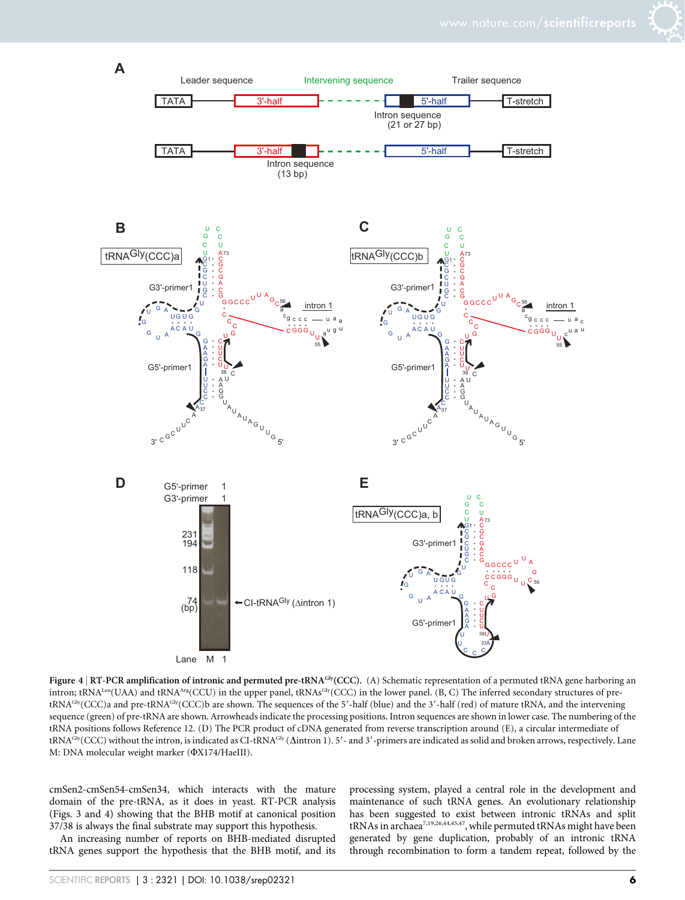**Figure 4 | RT-PCR amplification of intronic and permuted pre-tRNA$^{Gly}$(CCC).** (A) Schematic representation of a permuted tRNA gene harboring an intron; tRNA$^{Leu}$(UAA) and tRNA$^{Arg}$(CCU) in the upper panel, tRNAs$^{Gly}$(CCC) in the lower panel. (B, C) The inferred secondary structures of pre-tRNA$^{Gly}$(CCC)a and pre-tRNA$^{Gly}$(CCC)b are shown. The sequences of the 5′-half (blue) and the 3′-half (red) of mature tRNA, and the intervening sequence (green) of pre-tRNA are shown. Arrowheads indicate the processing positions. Intron sequences are shown in lower case. The numbering of the tRNA positions follows Reference 12. (D) The PCR product of cDNA generated from reverse transcription around (E), a circular intermediate of tRNA$^{Gly}$(CCC) without the intron, is indicated as CI-tRNA$^{Gly}$ (Δintron 1). 5′- and 3′-primers are indicated as solid and broken arrows, respectively. Lane M: DNA molecular weight marker (ΦX174/HaeIII).

cmSen2-cmSen54-cmSen34, which interacts with the mature domain of the pre-tRNA, as it does in yeast. RT-PCR analysis (Figs. 3 and 4) showing that the BHB motif at canonical position 37/38 is always the final substrate may support this hypothesis.

An increasing number of reports on BHB-mediated disrupted tRNA genes support the hypothesis that the BHB motif, and its processing system, played a central role in the development and maintenance of such tRNA genes. An evolutionary relationship has been suggested to exist between intronic tRNAs and split tRNAs in archaea[7,19,26,44,45,47], while permuted tRNAs might have been generated by gene duplication, probably of an intronic tRNA through recombination to form a tandem repeat, followed by the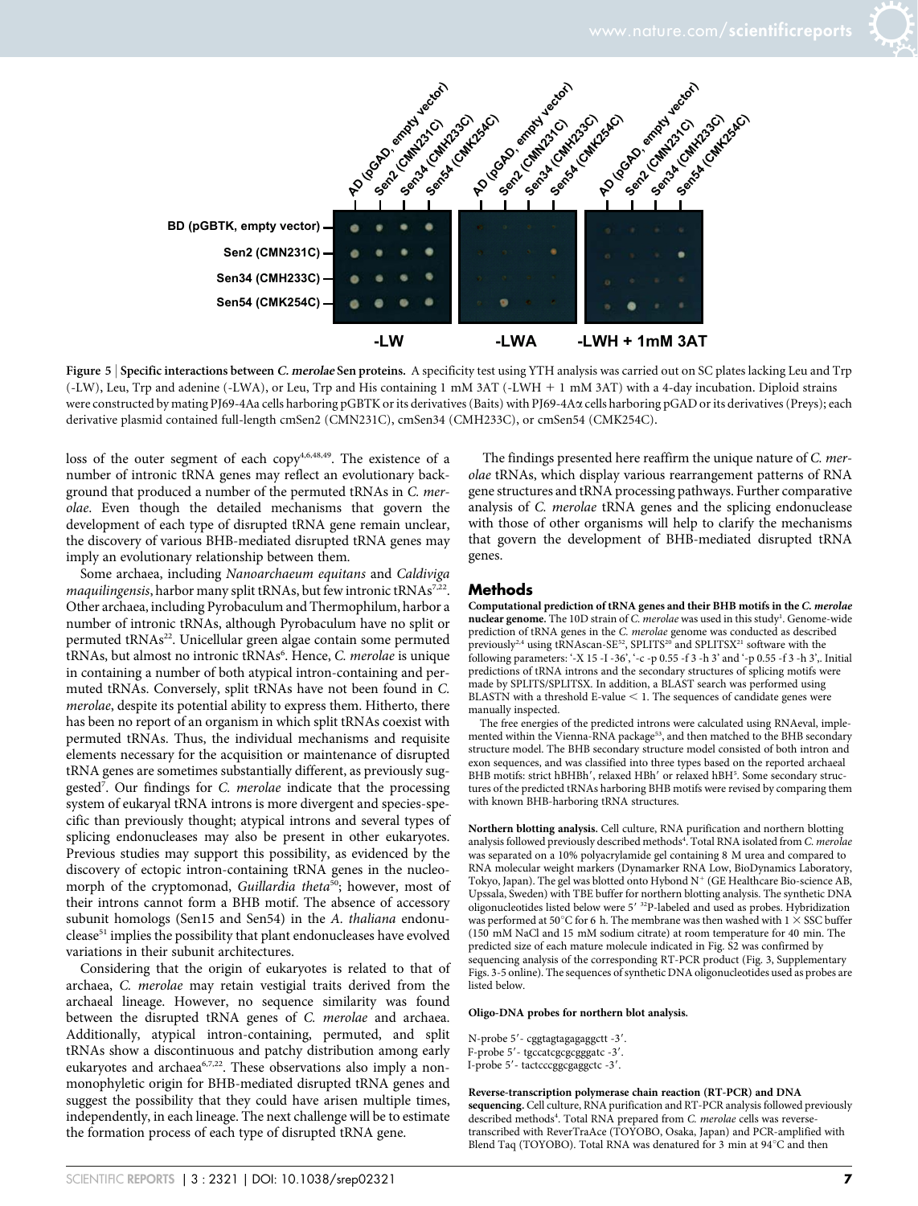Figure 5 | **Specific interactions between *C. merolae* Sen proteins.** A specificity test using YTH analysis was carried out on SC plates lacking Leu and Trp (-LW), Leu, Trp and adenine (-LWA), or Leu, Trp and His containing 1 mM 3AT (-LWH + 1 mM 3AT) with a 4-day incubation. Diploid strains were constructed by mating PJ69-4Aa cells harboring pGBTK or its derivatives (Baits) with PJ69-4Aα cells harboring pGAD or its derivatives (Preys); each derivative plasmid contained full-length cmSen2 (CMN231C), cmSen34 (CMH233C), or cmSen54 (CMK254C).

loss of the outer segment of each copy[4,6,48,49]. The existence of a number of intronic tRNA genes may reflect an evolutionary background that produced a number of the permuted tRNAs in *C. merolae*. Even though the detailed mechanisms that govern the development of each type of disrupted tRNA gene remain unclear, the discovery of various BHB-mediated disrupted tRNA genes may imply an evolutionary relationship between them.

Some archaea, including *Nanoarchaeum equitans* and *Caldiviga maquilingensis*, harbor many split tRNAs, but few intronic tRNAs[7,22]. Other archaea, including Pyrobaculum and Thermophilum, harbor a number of intronic tRNAs, although Pyrobaculum have no split or permuted tRNAs[22]. Unicellular green algae contain some permuted tRNAs, but almost no intronic tRNAs[6]. Hence, *C. merolae* is unique in containing a number of both atypical intron-containing and permuted tRNAs. Conversely, split tRNAs have not been found in *C. merolae*, despite its potential ability to express them. Hitherto, there has been no report of an organism in which split tRNAs coexist with permuted tRNAs. Thus, the individual mechanisms and requisite elements necessary for the acquisition or maintenance of disrupted tRNA genes are sometimes substantially different, as previously suggested[7]. Our findings for *C. merolae* indicate that the processing system of eukaryal tRNA introns is more divergent and species-specific than previously thought; atypical introns and several types of splicing endonucleases may also be present in other eukaryotes. Previous studies may support this possibility, as evidenced by the discovery of ectopic intron-containing tRNA genes in the nucleomorph of the cryptomonad, *Guillardia theta*[50]; however, most of their introns cannot form a BHB motif. The absence of accessory subunit homologs (Sen15 and Sen54) in the *A. thaliana* endonuclease[51] implies the possibility that plant endonucleases have evolved variations in their subunit architectures.

Considering that the origin of eukaryotes is related to that of archaea, *C. merolae* may retain vestigial traits derived from the archaeal lineage. However, no sequence similarity was found between the disrupted tRNA genes of *C. merolae* and archaea. Additionally, atypical intron-containing, permuted, and split tRNAs show a discontinuous and patchy distribution among early eukaryotes and archaea[6,7,22]. These observations also imply a non-monophyletic origin for BHB-mediated disrupted tRNA genes and suggest the possibility that they could have arisen multiple times, independently, in each lineage. The next challenge will be to estimate the formation process of each type of disrupted tRNA gene.

The findings presented here reaffirm the unique nature of *C. merolae* tRNAs, which display various rearrangement patterns of RNA gene structures and tRNA processing pathways. Further comparative analysis of *C. merolae* tRNA genes and the splicing endonuclease with those of other organisms will help to clarify the mechanisms that govern the development of BHB-mediated disrupted tRNA genes.

## Methods

**Computational prediction of tRNA genes and their BHB motifs in the *C. merolae* nuclear genome.** The 10D strain of *C. merolae* was used in this study[1]. Genome-wide prediction of tRNA genes in the *C. merolae* genome was conducted as described previously[2,4] using tRNAscan-SE[52], SPLITS[20] and SPLITSX[21] software with the following parameters: '-X 15 -I -36', '-c -p 0.55 -f 3 -h 3' and '-p 0.55 -f 3 -h 3',. Initial predictions of tRNA introns and the secondary structures of splicing motifs were made by SPLITS/SPLITSX. In addition, a BLAST search was performed using BLASTN with a threshold E-value < 1. The sequences of candidate genes were manually inspected.

The free energies of the predicted introns were calculated using RNAeval, implemented within the Vienna-RNA package[53], and then matched to the BHB secondary structure model. The BHB secondary structure model consisted of both intron and exon sequences, and was classified into three types based on the reported archaeal BHB motifs: strict hBHBh′, relaxed HBh′ or relaxed hBH[5]. Some secondary structures of the predicted tRNAs harboring BHB motifs were revised by comparing them with known BHB-harboring tRNA structures.

**Northern blotting analysis.** Cell culture, RNA purification and northern blotting analysis followed previously described methods[4]. Total RNA isolated from *C. merolae* was separated on a 10% polyacrylamide gel containing 8 M urea and compared to RNA molecular weight markers (Dynamarker RNA Low, BioDynamics Laboratory, Tokyo, Japan). The gel was blotted onto Hybond N+ (GE Healthcare Bio-science AB, Uppsala, Sweden) with TBE buffer for northern blotting analysis. The synthetic DNA oligonucleotides listed below were 5′ $^{32}$P-labeled and used as probes. Hybridization was performed at 50°C for 6 h. The membrane was then washed with 1 × SSC buffer (150 mM NaCl and 15 mM sodium citrate) at room temperature for 40 min. The predicted size of each mature molecule indicated in Fig. S2 was confirmed by sequencing analysis of the corresponding RT-PCR product (Fig. 3, Supplementary Figs. 3-5 online). The sequences of synthetic DNA oligonucleotides used as probes are listed below.

**Oligo-DNA probes for northern blot analysis.**

N-probe 5′- cggtagtagagaggctt -3′.
F-probe 5′- tgccatcgcgcgggatc -3′.
I-probe 5′- tactcccggcgaggctc -3′.

**Reverse-transcription polymerase chain reaction (RT-PCR) and DNA sequencing.** Cell culture, RNA purification and RT-PCR analysis followed previously described methods[4]. Total RNA prepared from *C. merolae* cells was reverse-transcribed with ReverTraAce (TOYOBO, Osaka, Japan) and PCR-amplified with Blend Taq (TOYOBO). Total RNA was denatured for 3 min at 94°C and then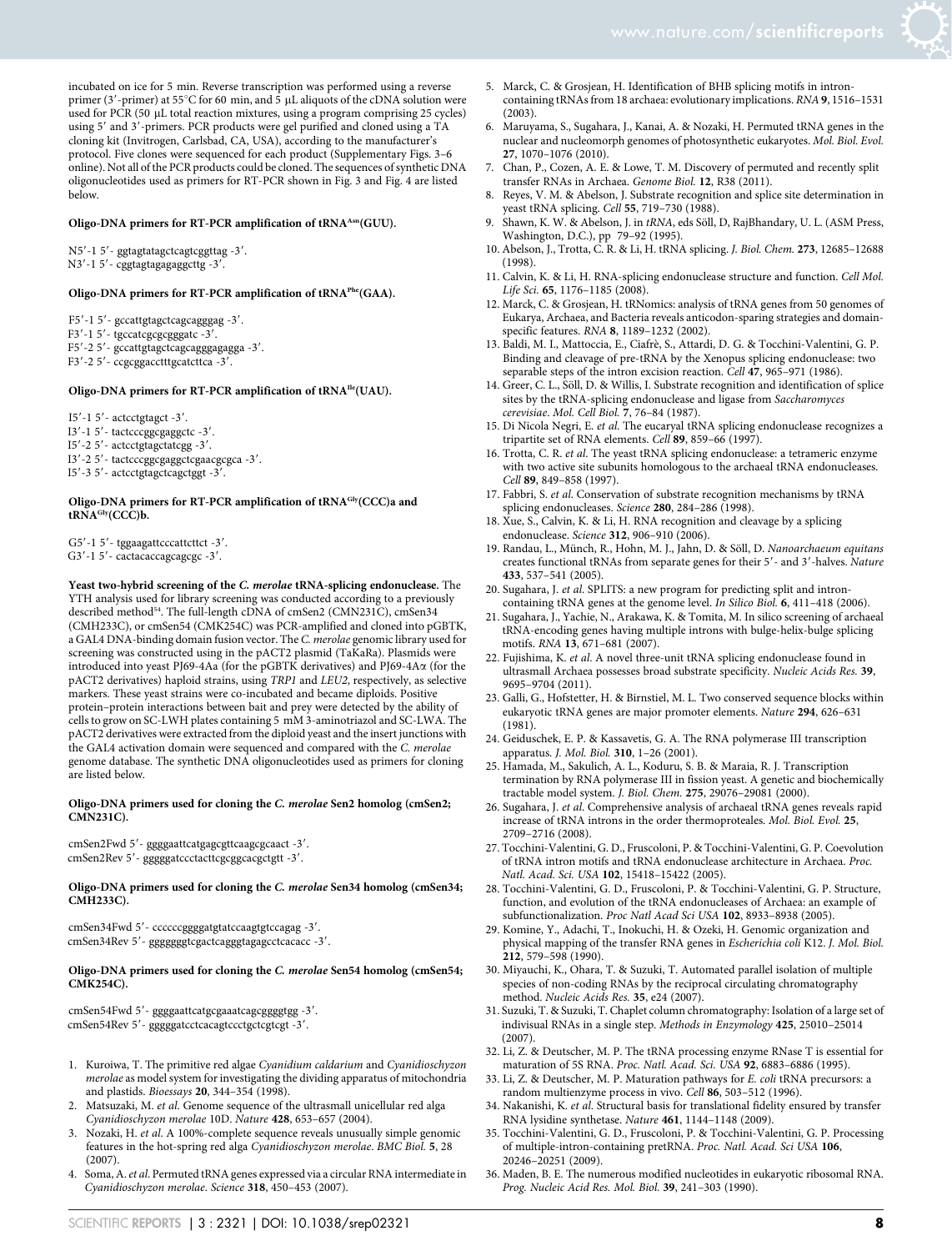incubated on ice for 5 min. Reverse transcription was performed using a reverse primer (3′-primer) at 55°C for 60 min, and 5 μL aliquots of the cDNA solution were used for PCR (50 μL total reaction mixtures, using a program comprising 25 cycles) using 5′ and 3′-primers. PCR products were gel purified and cloned using a TA cloning kit (Invitrogen, Carlsbad, CA, USA), according to the manufacturer's protocol. Five clones were sequenced for each product (Supplementary Figs. 3–6 online). Not all of the PCR products could be cloned. The sequences of synthetic DNA oligonucleotides used as primers for RT-PCR shown in Fig. 3 and Fig. 4 are listed below.

**Oligo-DNA primers for RT-PCR amplification of tRNA$^{Asn}$(GUU).**

N5′-1 5′- ggtagtatagctcagtcggttag -3′.
N3′-1 5′- cggtagtagagaggcttg -3′.

**Oligo-DNA primers for RT-PCR amplification of tRNA$^{Phe}$(GAA).**

F5′-1 5′- gccattgtagctcagcagggag -3′.
F3′-1 5′- tgccatcgcgcgggatc -3′.
F5′-2 5′- gccattgtagctcagcagggagagga -3′.
F3′-2 5′- ccgcggacctttgcatcttca -3′.

**Oligo-DNA primers for RT-PCR amplification of tRNA$^{Ile}$(UAU).**

I5′-1 5′- actcctgtagct -3′.
I3′-1 5′- tactcccggcgaggctc -3′.
I5′-2 5′- actcctgtagctatcgg -3′.
I3′-2 5′- tactcccggcgaggctcgaacgcgca -3′.
I5′-3 5′- actcctgtagctcagctggt -3′.

**Oligo-DNA primers for RT-PCR amplification of tRNA$^{Gly}$(CCC)a and tRNA$^{Gly}$(CCC)b.**

G5′-1 5′- tggaagattcccattcttct -3′.
G3′-1 5′- cactacaccagcagcgc -3′.

**Yeast two-hybrid screening of the *C. merolae* tRNA-splicing endonuclease.** The YTH analysis used for library screening was conducted according to a previously described method[54]. The full-length cDNA of cmSen2 (CMN231C), cmSen34 (CMH233C), or cmSen54 (CMK254C) was PCR-amplified and cloned into pGBTK, a GAL4 DNA-binding domain fusion vector. The *C. merolae* genomic library used for screening was constructed using in the pACT2 plasmid (TaKaRa). Plasmids were introduced into yeast PJ69-4Aa (for the pGBTK derivatives) and PJ69-4Aα (for the pACT2 derivatives) haploid strains, using *TRP1* and *LEU2*, respectively, as selective markers. These yeast strains were co-incubated and became diploids. Positive protein–protein interactions between bait and prey were detected by the ability of cells to grow on SC-LWH plates containing 5 mM 3-aminotriazol and SC-LWA. The pACT2 derivatives were extracted from the diploid yeast and the insert junctions with the GAL4 activation domain were sequenced and compared with the *C. merolae* genome database. The synthetic DNA oligonucleotides used as primers for cloning are listed below.

**Oligo-DNA primers used for cloning the *C. merolae* Sen2 homolog (cmSen2; CMN231C).**

cmSen2Fwd 5′- ggggaattcatgagcgttcaagcgcaact -3′.
cmSen2Rev 5′- gggggatccctacttcgcggcacgctgtt -3′.

**Oligo-DNA primers used for cloning the *C. merolae* Sen34 homolog (cmSen34; CMH233C).**

cmSen34Fwd 5′- ccccccggggatgtatccaagtgtccagag -3′.
cmSen34Rev 5′- gggggggtcgactcagggtagagcctcacacc -3′.

**Oligo-DNA primers used for cloning the *C. merolae* Sen54 homolog (cmSen54; CMK254C).**

cmSen54Fwd 5′- ggggaattcatgcgaaatcagcggggtgg -3′.
cmSen54Rev 5′- gggggatcctcacagtccctgctcgtcgt -3′.

1. Kuroiwa, T. The primitive red algae *Cyanidium caldarium* and *Cyanidioschyzon merolae* as model system for investigating the dividing apparatus of mitochondria and plastids. *Bioessays* **20**, 344–354 (1998).
2. Matsuzaki, M. *et al.* Genome sequence of the ultrasmall unicellular red alga *Cyanidioschyzon merolae* 10D. *Nature* **428**, 653–657 (2004).
3. Nozaki, H. *et al.* A 100%-complete sequence reveals unusually simple genomic features in the hot-spring red alga *Cyanidioschyzon merolae*. *BMC Biol.* **5**, 28 (2007).
4. Soma, A. *et al.* Permuted tRNA genes expressed via a circular RNA intermediate in *Cyanidioschyzon merolae*. *Science* **318**, 450–453 (2007).
5. Marck, C. & Grosjean, H. Identification of BHB splicing motifs in intron-containing tRNAs from 18 archaea: evolutionary implications. *RNA* **9**, 1516–1531 (2003).
6. Maruyama, S., Sugahara, J., Kanai, A. & Nozaki, H. Permuted tRNA genes in the nuclear and nucleomorph genomes of photosynthetic eukaryotes. *Mol. Biol. Evol.* **27**, 1070–1076 (2010).
7. Chan, P., Cozen, A. E. & Lowe, T. M. Discovery of permuted and recently split transfer RNAs in Archaea. *Genome Biol.* **12**, R38 (2011).
8. Reyes, V. M. & Abelson, J. Substrate recognition and splice site determination in yeast tRNA splicing. *Cell* **55**, 719–730 (1988).
9. Shawn, K. W. & Abelson, J. in *tRNA*, eds Söll, D, RajBhandary, U. L. (ASM Press, Washington, D.C.), pp 79–92 (1995).
10. Abelson, J., Trotta, C. R. & Li, H. tRNA splicing. *J. Biol. Chem.* **273**, 12685–12688 (1998).
11. Calvin, K. & Li, H. RNA-splicing endonuclease structure and function. *Cell Mol. Life Sci.* **65**, 1176–1185 (2008).
12. Marck, C. & Grosjean, H. tRNomics: analysis of tRNA genes from 50 genomes of Eukarya, Archaea, and Bacteria reveals anticodon-sparing strategies and domain-specific features. *RNA* **8**, 1189–1232 (2002).
13. Baldi, M. I., Mattoccia, E., Ciafrè, S., Attardi, D. G. & Tocchini-Valentini, G. P. Binding and cleavage of pre-tRNA by the Xenopus splicing endonuclease: two separable steps of the intron excision reaction. *Cell* **47**, 965–971 (1986).
14. Greer, C. L., Söll, D. & Willis, I. Substrate recognition and identification of splice sites by the tRNA-splicing endonuclease and ligase from *Saccharomyces cerevisiae*. *Mol. Cell Biol.* **7**, 76–84 (1987).
15. Di Nicola Negri, E. *et al.* The eucaryal tRNA splicing endonuclease recognizes a tripartite set of RNA elements. *Cell* **89**, 859–66 (1997).
16. Trotta, C. R. *et al.* The yeast tRNA splicing endonuclease: a tetrameric enzyme with two active site subunits homologous to the archaeal tRNA endonucleases. *Cell* **89**, 849–858 (1997).
17. Fabbri, S. *et al.* Conservation of substrate recognition mechanisms by tRNA splicing endonucleases. *Science* **280**, 284–286 (1998).
18. Xue, S., Calvin, K. & Li, H. RNA recognition and cleavage by a splicing endonuclease. *Science* **312**, 906–910 (2006).
19. Randau, L., Münch, R., Hohn, M. J., Jahn, D. & Söll, D. *Nanoarchaeum equitans* creates functional tRNAs from separate genes for their 5′- and 3′-halves. *Nature* **433**, 537–541 (2005).
20. Sugahara, J. *et al.* SPLITS: a new program for predicting split and intron-containing tRNA genes at the genome level. *In Silico Biol.* **6**, 411–418 (2006).
21. Sugahara, J., Yachie, N., Arakawa, K. & Tomita, M. In silico screening of archaeal tRNA-encoding genes having multiple introns with bulge-helix-bulge splicing motifs. *RNA* **13**, 671–681 (2007).
22. Fujishima, K. *et al.* A novel three-unit tRNA splicing endonuclease found in ultrasmall Archaea possesses broad substrate specificity. *Nucleic Acids Res.* **39**, 9695–9704 (2011).
23. Galli, G., Hofstetter, H. & Birnstiel, M. L. Two conserved sequence blocks within eukaryotic tRNA genes are major promoter elements. *Nature* **294**, 626–631 (1981).
24. Geiduschek, E. P. & Kassavetis, G. A. The RNA polymerase III transcription apparatus. *J. Mol. Biol.* **310**, 1–26 (2001).
25. Hamada, M., Sakulich, A. L., Koduru, S. B. & Maraia, R. J. Transcription termination by RNA polymerase III in fission yeast. A genetic and biochemically tractable model system. *J. Biol. Chem.* **275**, 29076–29081 (2000).
26. Sugahara, J. *et al.* Comprehensive analysis of archaeal tRNA genes reveals rapid increase of tRNA introns in the order thermoproteales. *Mol. Biol. Evol.* **25**, 2709–2716 (2008).
27. Tocchini-Valentini, G. D., Fruscoloni, P. & Tocchini-Valentini, G. P. Coevolution of tRNA intron motifs and tRNA endonuclease architecture in Archaea. *Proc. Natl. Acad. Sci. USA* **102**, 15418–15422 (2005).
28. Tocchini-Valentini, G. D., Fruscoloni, P. & Tocchini-Valentini, G. P. Structure, function, and evolution of the tRNA endonucleases of Archaea: an example of subfunctionalization. *Proc Natl Acad Sci USA* **102**, 8933–8938 (2005).
29. Komine, Y., Adachi, T., Inokuchi, H. & Ozeki, H. Genomic organization and physical mapping of the transfer RNA genes in *Escherichia coli* K12. *J. Mol. Biol.* **212**, 579–598 (1990).
30. Miyauchi, K., Ohara, T. & Suzuki, T. Automated parallel isolation of multiple species of non-coding RNAs by the reciprocal circulating chromatography method. *Nucleic Acids Res.* **35**, e24 (2007).
31. Suzuki, T. & Suzuki, T. Chaplet column chromatography: Isolation of a large set of indivisual RNAs in a single step. *Methods in Enzymology* **425**, 25010–25014 (2007).
32. Li, Z. & Deutscher, M. P. The tRNA processing enzyme RNase T is essential for maturation of 5S RNA. *Proc. Natl. Acad. Sci. USA* **92**, 6883–6886 (1995).
33. Li, Z. & Deutscher, M. P. Maturation pathways for *E. coli* tRNA precursors: a random multienzyme process in vivo. *Cell* **86**, 503–512 (1996).
34. Nakanishi, K. *et al.* Structural basis for translational fidelity ensured by transfer RNA lysidine synthetase. *Nature* **461**, 1144–1148 (2009).
35. Tocchini-Valentini, G. D., Fruscoloni, P. & Tocchini-Valentini, G. P. Processing of multiple-intron-containing pretRNA. *Proc. Natl. Acad. Sci USA* **106**, 20246–20251 (2009).
36. Maden, B. E. The numerous modified nucleotides in eukaryotic ribosomal RNA. *Prog. Nucleic Acid Res. Mol. Biol.* **39**, 241–303 (1990).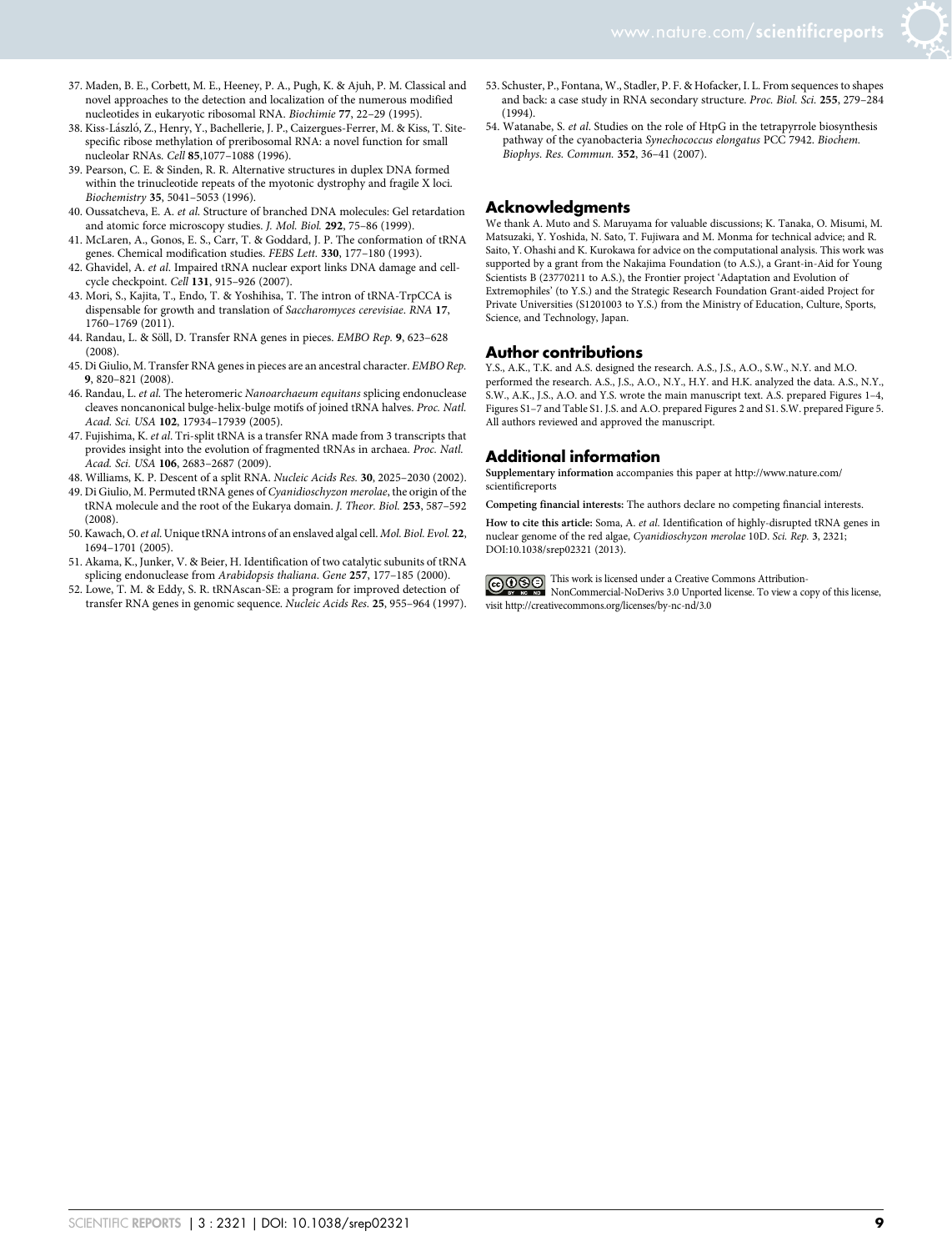37. Maden, B. E., Corbett, M. E., Heeney, P. A., Pugh, K. & Ajuh, P. M. Classical and novel approaches to the detection and localization of the numerous modified nucleotides in eukaryotic ribosomal RNA. *Biochimie* **77**, 22–29 (1995).
38. Kiss-László, Z., Henry, Y., Bachellerie, J. P., Caizergues-Ferrer, M. & Kiss, T. Site-specific ribose methylation of preribosomal RNA: a novel function for small nucleolar RNAs. *Cell* **85**,1077–1088 (1996).
39. Pearson, C. E. & Sinden, R. R. Alternative structures in duplex DNA formed within the trinucleotide repeats of the myotonic dystrophy and fragile X loci. *Biochemistry* **35**, 5041–5053 (1996).
40. Oussatcheva, E. A. *et al.* Structure of branched DNA molecules: Gel retardation and atomic force microscopy studies. *J. Mol. Biol.* **292**, 75–86 (1999).
41. McLaren, A., Gonos, E. S., Carr, T. & Goddard, J. P. The conformation of tRNA genes. Chemical modification studies. *FEBS Lett.* **330**, 177–180 (1993).
42. Ghavidel, A. *et al.* Impaired tRNA nuclear export links DNA damage and cell-cycle checkpoint. *Cell* **131**, 915–926 (2007).
43. Mori, S., Kajita, T., Endo, T. & Yoshihisa, T. The intron of tRNA-TrpCCA is dispensable for growth and translation of *Saccharomyces cerevisiae*. *RNA* **17**, 1760–1769 (2011).
44. Randau, L. & Söll, D. Transfer RNA genes in pieces. *EMBO Rep.* **9**, 623–628 (2008).
45. Di Giulio, M. Transfer RNA genes in pieces are an ancestral character. *EMBO Rep.* **9**, 820–821 (2008).
46. Randau, L. *et al.* The heteromeric *Nanoarchaeum equitans* splicing endonuclease cleaves noncanonical bulge-helix-bulge motifs of joined tRNA halves. *Proc. Natl. Acad. Sci. USA* **102**, 17934–17939 (2005).
47. Fujishima, K. *et al*. Tri-split tRNA is a transfer RNA made from 3 transcripts that provides insight into the evolution of fragmented tRNAs in archaea. *Proc. Natl. Acad. Sci. USA* **106**, 2683–2687 (2009).
48. Williams, K. P. Descent of a split RNA. *Nucleic Acids Res.* **30**, 2025–2030 (2002).
49. Di Giulio, M. Permuted tRNA genes of *Cyanidioschyzon merolae*, the origin of the tRNA molecule and the root of the Eukarya domain. *J. Theor. Biol.* **253**, 587–592 (2008).
50. Kawach, O. *et al.* Unique tRNA introns of an enslaved algal cell. *Mol. Biol. Evol.* **22**, 1694–1701 (2005).
51. Akama, K., Junker, V. & Beier, H. Identification of two catalytic subunits of tRNA splicing endonuclease from *Arabidopsis thaliana*. *Gene* **257**, 177–185 (2000).
52. Lowe, T. M. & Eddy, S. R. tRNAscan-SE: a program for improved detection of transfer RNA genes in genomic sequence. *Nucleic Acids Res.* **25**, 955–964 (1997).
53. Schuster, P., Fontana, W., Stadler, P. F. & Hofacker, I. L. From sequences to shapes and back: a case study in RNA secondary structure. *Proc. Biol. Sci.* **255**, 279–284 (1994).
54. Watanabe, S. *et al.* Studies on the role of HtpG in the tetrapyrrole biosynthesis pathway of the cyanobacteria *Synechococcus elongatus* PCC 7942. *Biochem. Biophys. Res. Commun.* **352**, 36–41 (2007).

## Acknowledgments

We thank A. Muto and S. Maruyama for valuable discussions; K. Tanaka, O. Misumi, M. Matsuzaki, Y. Yoshida, N. Sato, T. Fujiwara and M. Monma for technical advice; and R. Saito, Y. Ohashi and K. Kurokawa for advice on the computational analysis. This work was supported by a grant from the Nakajima Foundation (to A.S.), a Grant-in-Aid for Young Scientists B (23770211 to A.S.), the Frontier project 'Adaptation and Evolution of Extremophiles' (to Y.S.) and the Strategic Research Foundation Grant-aided Project for Private Universities (S1201003 to Y.S.) from the Ministry of Education, Culture, Sports, Science, and Technology, Japan.

## Author contributions

Y.S., A.K., T.K. and A.S. designed the research. A.S., J.S., A.O., S.W., N.Y. and M.O. performed the research. A.S., J.S., A.O., N.Y., H.Y. and H.K. analyzed the data. A.S., N.Y., S.W., A.K., J.S., A.O. and Y.S. wrote the main manuscript text. A.S. prepared Figures 1–4, Figures S1–7 and Table S1. J.S. and A.O. prepared Figures 2 and S1. S.W. prepared Figure 5. All authors reviewed and approved the manuscript.

## Additional information

**Supplementary information** accompanies this paper at http://www.nature.com/scientificreports

**Competing financial interests:** The authors declare no competing financial interests.

**How to cite this article:** Soma, A. *et al.* Identification of highly-disrupted tRNA genes in nuclear genome of the red algae, *Cyanidioschyzon merolae* 10D. *Sci. Rep.* **3**, 2321; DOI:10.1038/srep02321 (2013).

This work is licensed under a Creative Commons Attribution-NonCommercial-NoDerivs 3.0 Unported license. To view a copy of this license, visit http://creativecommons.org/licenses/by-nc-nd/3.0